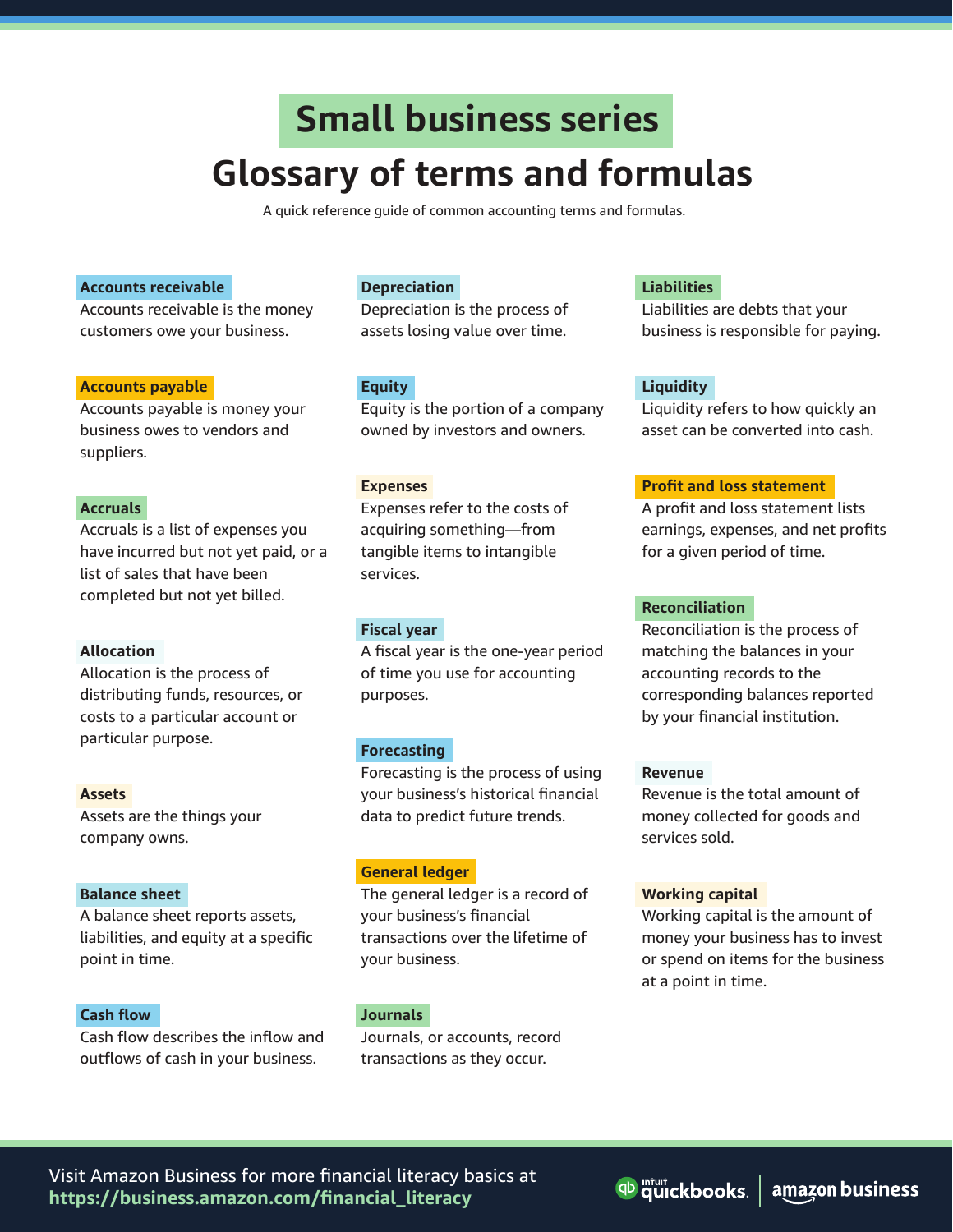# Small business series

## Glossary of terms and formulas

A quick reference guide of common accounting terms and formulas.

**Accounts receivable**
Accounts receivable is the money customers owe your business.

**Accounts payable**
Accounts payable is money your business owes to vendors and suppliers.

**Accruals**
Accruals is a list of expenses you have incurred but not yet paid, or a list of sales that have been completed but not yet billed.

**Allocation**
Allocation is the process of distributing funds, resources, or costs to a particular account or particular purpose.

**Assets**
Assets are the things your company owns.

**Balance sheet**
A balance sheet reports assets, liabilities, and equity at a specific point in time.

**Cash flow**
Cash flow describes the inflow and outflows of cash in your business.

**Depreciation**
Depreciation is the process of assets losing value over time.

**Equity**
Equity is the portion of a company owned by investors and owners.

**Expenses**
Expenses refer to the costs of acquiring something—from tangible items to intangible services.

**Fiscal year**
A fiscal year is the one-year period of time you use for accounting purposes.

**Forecasting**
Forecasting is the process of using your business's historical financial data to predict future trends.

**General ledger**
The general ledger is a record of your business's financial transactions over the lifetime of your business.

**Journals**
Journals, or accounts, record transactions as they occur.

**Liabilities**
Liabilities are debts that your business is responsible for paying.

**Liquidity**
Liquidity refers to how quickly an asset can be converted into cash.

**Profit and loss statement**
A profit and loss statement lists earnings, expenses, and net profits for a given period of time.

**Reconciliation**
Reconciliation is the process of matching the balances in your accounting records to the corresponding balances reported by your financial institution.

**Revenue**
Revenue is the total amount of money collected for goods and services sold.

**Working capital**
Working capital is the amount of money your business has to invest or spend on items for the business at a point in time.

Visit Amazon Business for more financial literacy basics at **https://business.amazon.com/financial_literacy**

intuit quickbooks | amazon business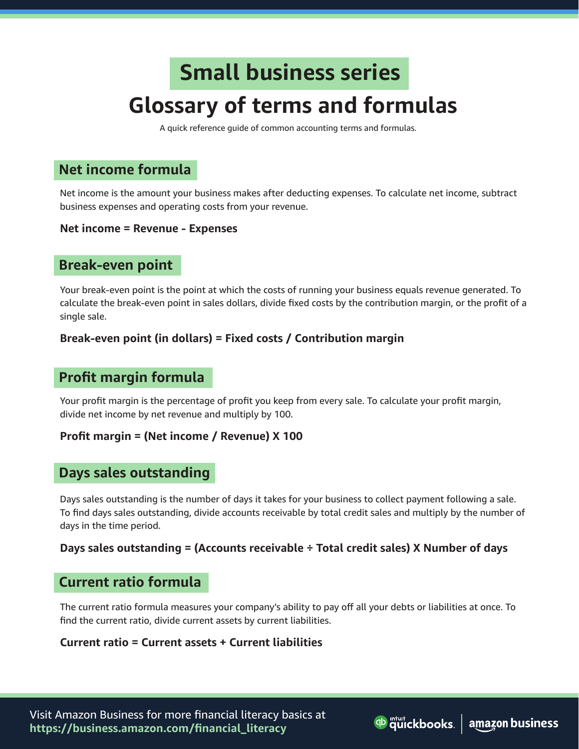# Small business series

# Glossary of terms and formulas

A quick reference guide of common accounting terms and formulas.

## Net income formula

Net income is the amount your business makes after deducting expenses. To calculate net income, subtract business expenses and operating costs from your revenue.

**Net income = Revenue - Expenses**

## Break-even point

Your break-even point is the point at which the costs of running your business equals revenue generated. To calculate the break-even point in sales dollars, divide fixed costs by the contribution margin, or the profit of a single sale.

**Break-even point (in dollars) = Fixed costs / Contribution margin**

## Profit margin formula

Your profit margin is the percentage of profit you keep from every sale. To calculate your profit margin, divide net income by net revenue and multiply by 100.

**Profit margin = (Net income / Revenue) X 100**

## Days sales outstanding

Days sales outstanding is the number of days it takes for your business to collect payment following a sale. To find days sales outstanding, divide accounts receivable by total credit sales and multiply by the number of days in the time period.

**Days sales outstanding = (Accounts receivable ÷ Total credit sales) X Number of days**

## Current ratio formula

The current ratio formula measures your company's ability to pay off all your debts or liabilities at once. To find the current ratio, divide current assets by current liabilities.

**Current ratio = Current assets + Current liabilities**

Visit Amazon Business for more financial literacy basics at **https://business.amazon.com/financial_literacy**

intuit quickbooks. | amazon business